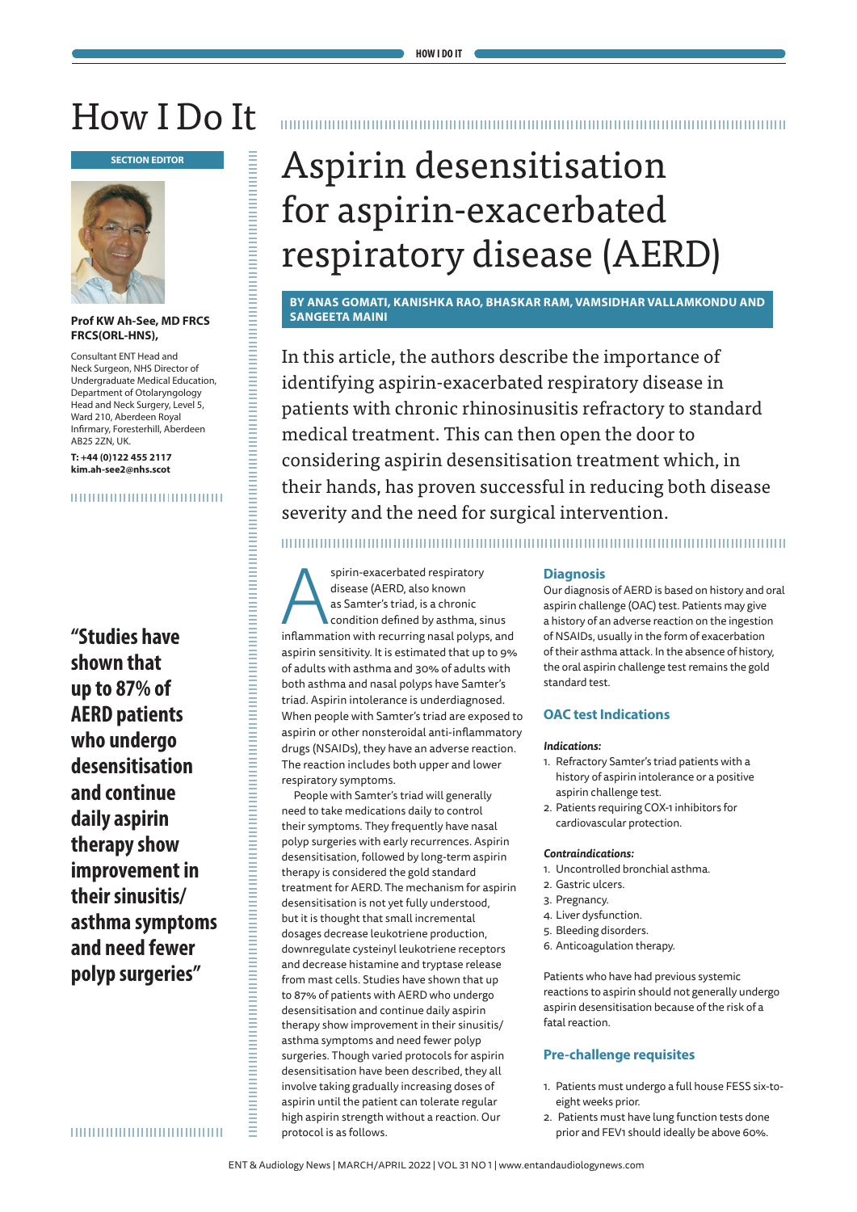# How I Do It

**SECTION EDITOR**

**Prof KW Ah-See, MD FRCS FRCS(ORL-HNS),**

Consultant ENT Head and Neck Surgeon, NHS Director of Undergraduate Medical Education, Department of Otolaryngology Head and Neck Surgery, Level 5, Ward 210, Aberdeen Royal Infirmary, Foresterhill, Aberdeen AB25 2ZN, UK.

**T: +44 (0)122 455 2117**
**kim.ah-see2@nhs.scot**

## Aspirin desensitisation for aspirin-exacerbated respiratory disease (AERD)

**BY ANAS GOMATI, KANISHKA RAO, BHASKAR RAM, VAMSIDHAR VALLAMKONDU AND SANGEETA MAINI**

In this article, the authors describe the importance of identifying aspirin-exacerbated respiratory disease in patients with chronic rhinosinusitis refractory to standard medical treatment. This can then open the door to considering aspirin desensitisation treatment which, in their hands, has proven successful in reducing both disease severity and the need for surgical intervention.

Aspirin-exacerbated respiratory disease (AERD, also known as Samter's triad, is a chronic condition defined by asthma, sinus inflammation with recurring nasal polyps, and aspirin sensitivity. It is estimated that up to 9% of adults with asthma and 30% of adults with both asthma and nasal polyps have Samter's triad. Aspirin intolerance is underdiagnosed. When people with Samter's triad are exposed to aspirin or other nonsteroidal anti-inflammatory drugs (NSAIDs), they have an adverse reaction. The reaction includes both upper and lower respiratory symptoms.

People with Samter's triad will generally need to take medications daily to control their symptoms. They frequently have nasal polyp surgeries with early recurrences. Aspirin desensitisation, followed by long-term aspirin therapy is considered the gold standard treatment for AERD. The mechanism for aspirin desensitisation is not yet fully understood, but it is thought that small incremental dosages decrease leukotriene production, downregulate cysteinyl leukotriene receptors and decrease histamine and tryptase release from mast cells. Studies have shown that up to 87% of patients with AERD who undergo desensitisation and continue daily aspirin therapy show improvement in their sinusitis/asthma symptoms and need fewer polyp surgeries. Though varied protocols for aspirin desensitisation have been described, they all involve taking gradually increasing doses of aspirin until the patient can tolerate regular high aspirin strength without a reaction. Our protocol is as follows.

> **"Studies have shown that up to 87% of AERD patients who undergo desensitisation and continue daily aspirin therapy show improvement in their sinusitis/asthma symptoms and need fewer polyp surgeries"**

### Diagnosis

Our diagnosis of AERD is based on history and oral aspirin challenge (OAC) test. Patients may give a history of an adverse reaction on the ingestion of NSAIDs, usually in the form of exacerbation of their asthma attack. In the absence of history, the oral aspirin challenge test remains the gold standard test.

### OAC test Indications

***Indications:***

1. Refractory Samter's triad patients with a history of aspirin intolerance or a positive aspirin challenge test.
2. Patients requiring COX-1 inhibitors for cardiovascular protection.

***Contraindications:***

1. Uncontrolled bronchial asthma.
2. Gastric ulcers.
3. Pregnancy.
4. Liver dysfunction.
5. Bleeding disorders.
6. Anticoagulation therapy.

Patients who have had previous systemic reactions to aspirin should not generally undergo aspirin desensitisation because of the risk of a fatal reaction.

### Pre-challenge requisites

1. Patients must undergo a full house FESS six-to-eight weeks prior.
2. Patients must have lung function tests done prior and FEV1 should ideally be above 60%.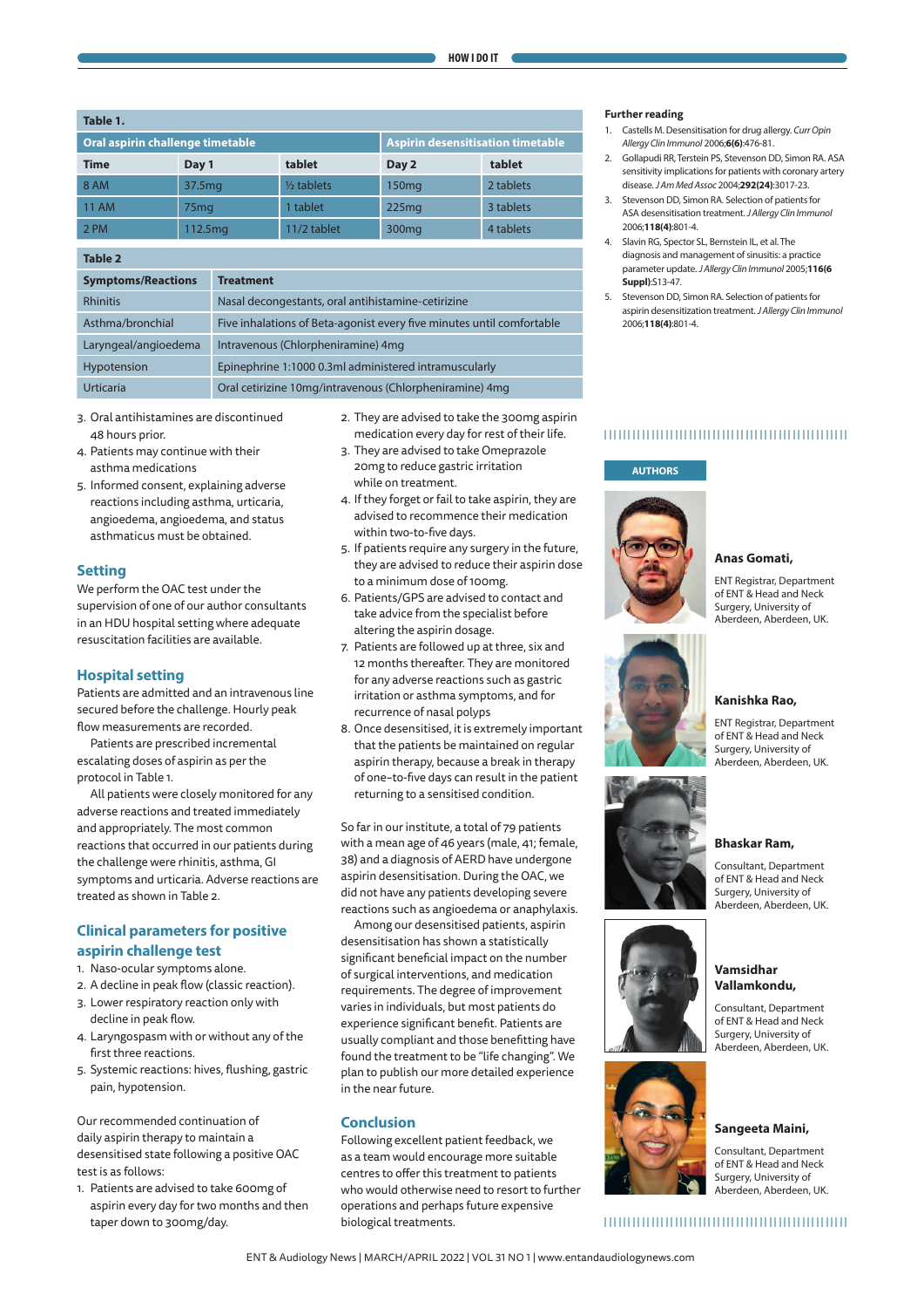**Table 1.**

| Oral aspirin challenge timetable | | | Aspirin desensitisation timetable | |
|---|---|---|---|---|
| **Time** | **Day 1** | **tablet** | **Day 2** | **tablet** |
| 8 AM | 37.5mg | ½ tablets | 150mg | 2 tablets |
| 11 AM | 75mg | 1 tablet | 225mg | 3 tablets |
| 2 PM | 112.5mg | 11/2 tablet | 300mg | 4 tablets |

**Table 2**

| Symptoms/Reactions | Treatment |
|---|---|
| Rhinitis | Nasal decongestants, oral antihistamine-cetirizine |
| Asthma/bronchial | Five inhalations of Beta-agonist every five minutes until comfortable |
| Laryngeal/angioedema | Intravenous (Chlorpheniramine) 4mg |
| Hypotension | Epinephrine 1:1000 0.3ml administered intramuscularly |
| Urticaria | Oral cetirizine 10mg/intravenous (Chlorpheniramine) 4mg |

3. Oral antihistamines are discontinued 48 hours prior.
4. Patients may continue with their asthma medications
5. Informed consent, explaining adverse reactions including asthma, urticaria, angioedema, angioedema, and status asthmaticus must be obtained.

## Setting

We perform the OAC test under the supervision of one of our author consultants in an HDU hospital setting where adequate resuscitation facilities are available.

## Hospital setting

Patients are admitted and an intravenous line secured before the challenge. Hourly peak flow measurements are recorded.

Patients are prescribed incremental escalating doses of aspirin as per the protocol in Table 1.

All patients were closely monitored for any adverse reactions and treated immediately and appropriately. The most common reactions that occurred in our patients during the challenge were rhinitis, asthma, GI symptoms and urticaria. Adverse reactions are treated as shown in Table 2.

## Clinical parameters for positive aspirin challenge test

1. Naso-ocular symptoms alone.
2. A decline in peak flow (classic reaction).
3. Lower respiratory reaction only with decline in peak flow.
4. Laryngospasm with or without any of the first three reactions.
5. Systemic reactions: hives, flushing, gastric pain, hypotension.

Our recommended continuation of daily aspirin therapy to maintain a desensitised state following a positive OAC test is as follows:

1. Patients are advised to take 600mg of aspirin every day for two months and then taper down to 300mg/day.
2. They are advised to take the 300mg aspirin medication every day for rest of their life.
3. They are advised to take Omeprazole 20mg to reduce gastric irritation while on treatment.
4. If they forget or fail to take aspirin, they are advised to recommence their medication within two-to-five days.
5. If patients require any surgery in the future, they are advised to reduce their aspirin dose to a minimum dose of 100mg.
6. Patients/GPS are advised to contact and take advice from the specialist before altering the aspirin dosage.
7. Patients are followed up at three, six and 12 months thereafter. They are monitored for any adverse reactions such as gastric irritation or asthma symptoms, and for recurrence of nasal polyps
8. Once desensitised, it is extremely important that the patients be maintained on regular aspirin therapy, because a break in therapy of one–to-five days can result in the patient returning to a sensitised condition.

So far in our institute, a total of 79 patients with a mean age of 46 years (male, 41; female, 38) and a diagnosis of AERD have undergone aspirin desensitisation. During the OAC, we did not have any patients developing severe reactions such as angioedema or anaphylaxis.

Among our desensitised patients, aspirin desensitisation has shown a statistically significant beneficial impact on the number of surgical interventions, and medication requirements. The degree of improvement varies in individuals, but most patients do experience significant benefit. Patients are usually compliant and those benefitting have found the treatment to be "life changing". We plan to publish our more detailed experience in the near future.

## Conclusion

Following excellent patient feedback, we as a team would encourage more suitable centres to offer this treatment to patients who would otherwise need to resort to further operations and perhaps future expensive biological treatments.

### Further reading

1. Castells M. Desensitisation for drug allergy. *Curr Opin Allergy Clin Immunol* 2006;**6(6)**:476-81.
2. Gollapudi RR, Terstein PS, Stevenson DD, Simon RA. ASA sensitivity implications for patients with coronary artery disease. *J Am Med Assoc* 2004;**292(24)**:3017-23.
3. Stevenson DD, Simon RA. Selection of patients for ASA desensitisation treatment. *J Allergy Clin Immunol* 2006;**118(4)**:801-4.
4. Slavin RG, Spector SL, Bernstein IL, et al. The diagnosis and management of sinusitis: a practice parameter update. *J Allergy Clin Immunol* 2005;**116(6 Suppl)**:S13-47.
5. Stevenson DD, Simon RA. Selection of patients for aspirin desensitisation treatment. *J Allergy Clin Immunol* 2006;**118(4)**:801-4.

### AUTHORS

**Anas Gomati,**
ENT Registrar, Department of ENT & Head and Neck Surgery, University of Aberdeen, Aberdeen, UK.

**Kanishka Rao,**
ENT Registrar, Department of ENT & Head and Neck Surgery, University of Aberdeen, Aberdeen, UK.

**Bhaskar Ram,**
Consultant, Department of ENT & Head and Neck Surgery, University of Aberdeen, Aberdeen, UK.

**Vamsidhar Vallamkondu,**
Consultant, Department of ENT & Head and Neck Surgery, University of Aberdeen, Aberdeen, UK.

**Sangeeta Maini,**
Consultant, Department of ENT & Head and Neck Surgery, University of Aberdeen, Aberdeen, UK.